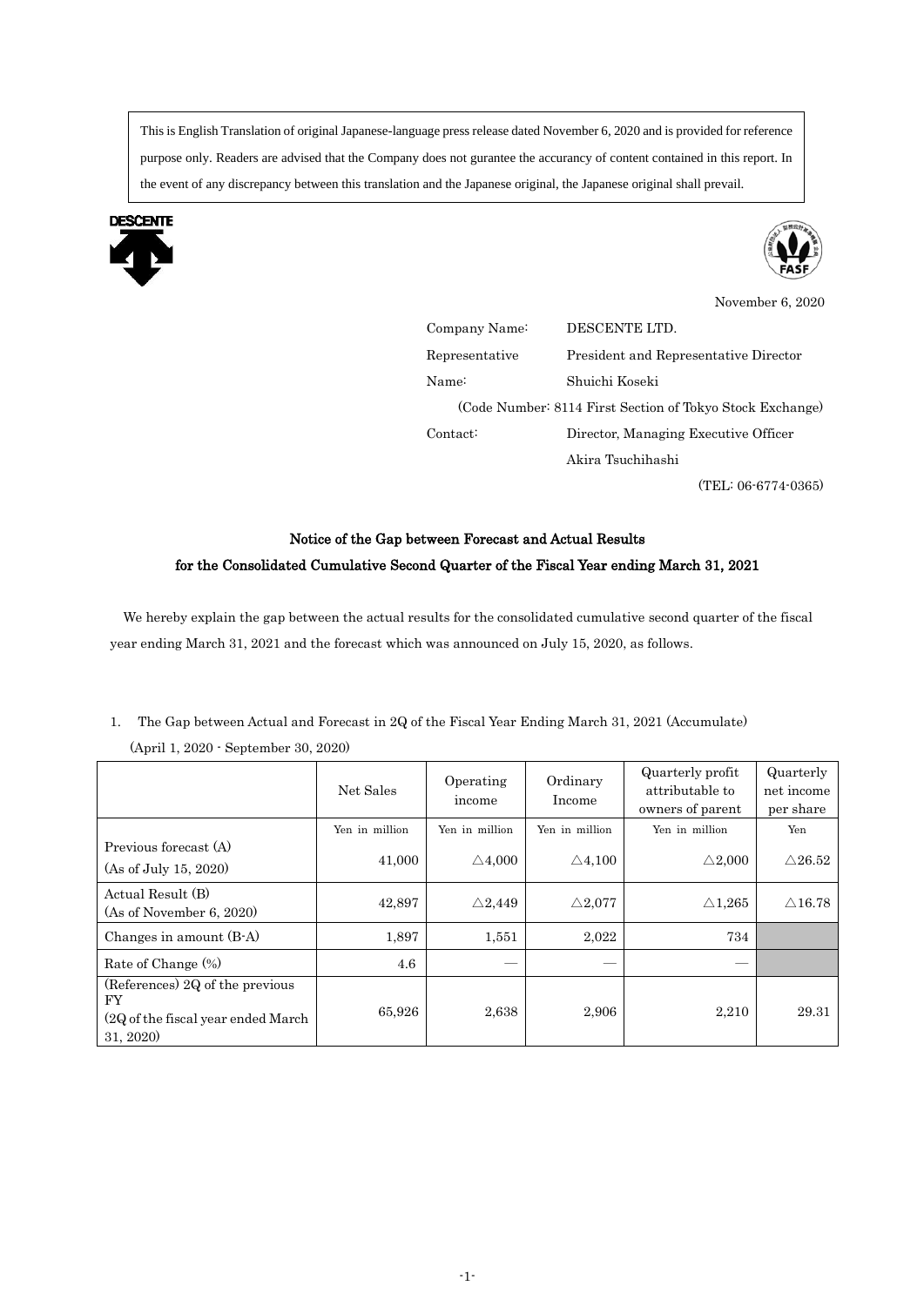This is English Translation of original Japanese-language press release dated November 6, 2020 and is provided for reference purpose only. Readers are advised that the Company does not gurantee the accurancy of content contained in this report. In the event of any discrepancy between this translation and the Japanese original, the Japanese original shall prevail.

November 6, 2020

Company Name: DESCENTE LTD.
Representative Name: President and Representative Director Shuichi Koseki
(Code Number: 8114 First Section of Tokyo Stock Exchange)
Contact: Director, Managing Executive Officer Akira Tsuchihashi
(TEL: 06-6774-0365)

## Notice of the Gap between Forecast and Actual Results for the Consolidated Cumulative Second Quarter of the Fiscal Year ending March 31, 2021

We hereby explain the gap between the actual results for the consolidated cumulative second quarter of the fiscal year ending March 31, 2021 and the forecast which was announced on July 15, 2020, as follows.

1. The Gap between Actual and Forecast in 2Q of the Fiscal Year Ending March 31, 2021 (Accumulate)
(April 1, 2020 - September 30, 2020)

| | Net Sales | Operating income | Ordinary Income | Quarterly profit attributable to owners of parent | Quarterly net income per share |
|---|---|---|---|---|---|
| | Yen in million | Yen in million | Yen in million | Yen in million | Yen |
| Previous forecast (A) (As of July 15, 2020) | 41,000 | △4,000 | △4,100 | △2,000 | △26.52 |
| Actual Result (B) (As of November 6, 2020) | 42,897 | △2,449 | △2,077 | △1,265 | △16.78 |
| Changes in amount (B-A) | 1,897 | 1,551 | 2,022 | 734 | |
| Rate of Change (%) | 4.6 | ― | ― | ― | |
| (References) 2Q of the previous FY (2Q of the fiscal year ended March 31, 2020) | 65,926 | 2,638 | 2,906 | 2,210 | 29.31 |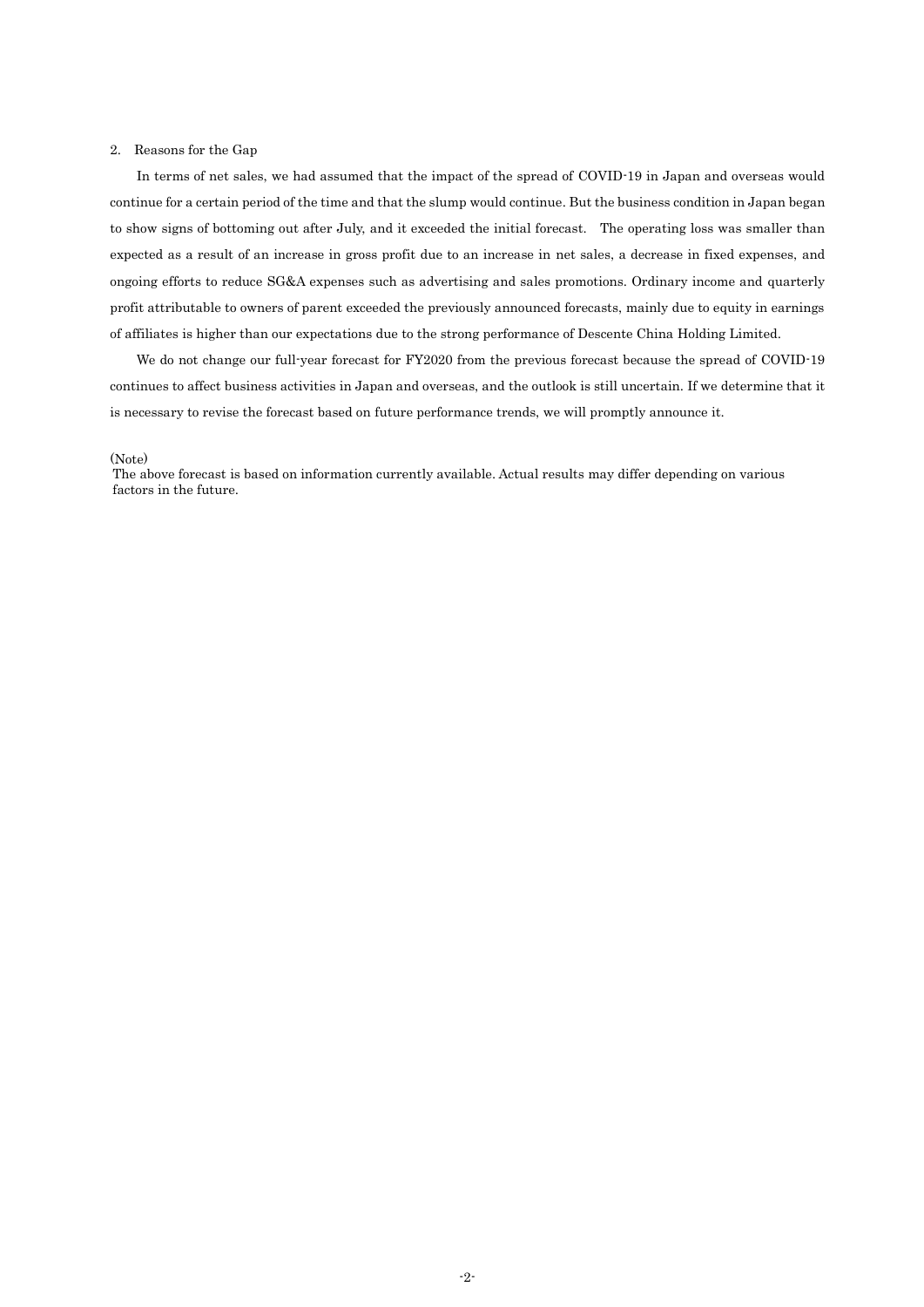2. Reasons for the Gap

In terms of net sales, we had assumed that the impact of the spread of COVID-19 in Japan and overseas would continue for a certain period of the time and that the slump would continue. But the business condition in Japan began to show signs of bottoming out after July, and it exceeded the initial forecast. The operating loss was smaller than expected as a result of an increase in gross profit due to an increase in net sales, a decrease in fixed expenses, and ongoing efforts to reduce SG&A expenses such as advertising and sales promotions. Ordinary income and quarterly profit attributable to owners of parent exceeded the previously announced forecasts, mainly due to equity in earnings of affiliates is higher than our expectations due to the strong performance of Descente China Holding Limited.

We do not change our full-year forecast for FY2020 from the previous forecast because the spread of COVID-19 continues to affect business activities in Japan and overseas, and the outlook is still uncertain. If we determine that it is necessary to revise the forecast based on future performance trends, we will promptly announce it.

(Note)
The above forecast is based on information currently available. Actual results may differ depending on various factors in the future.